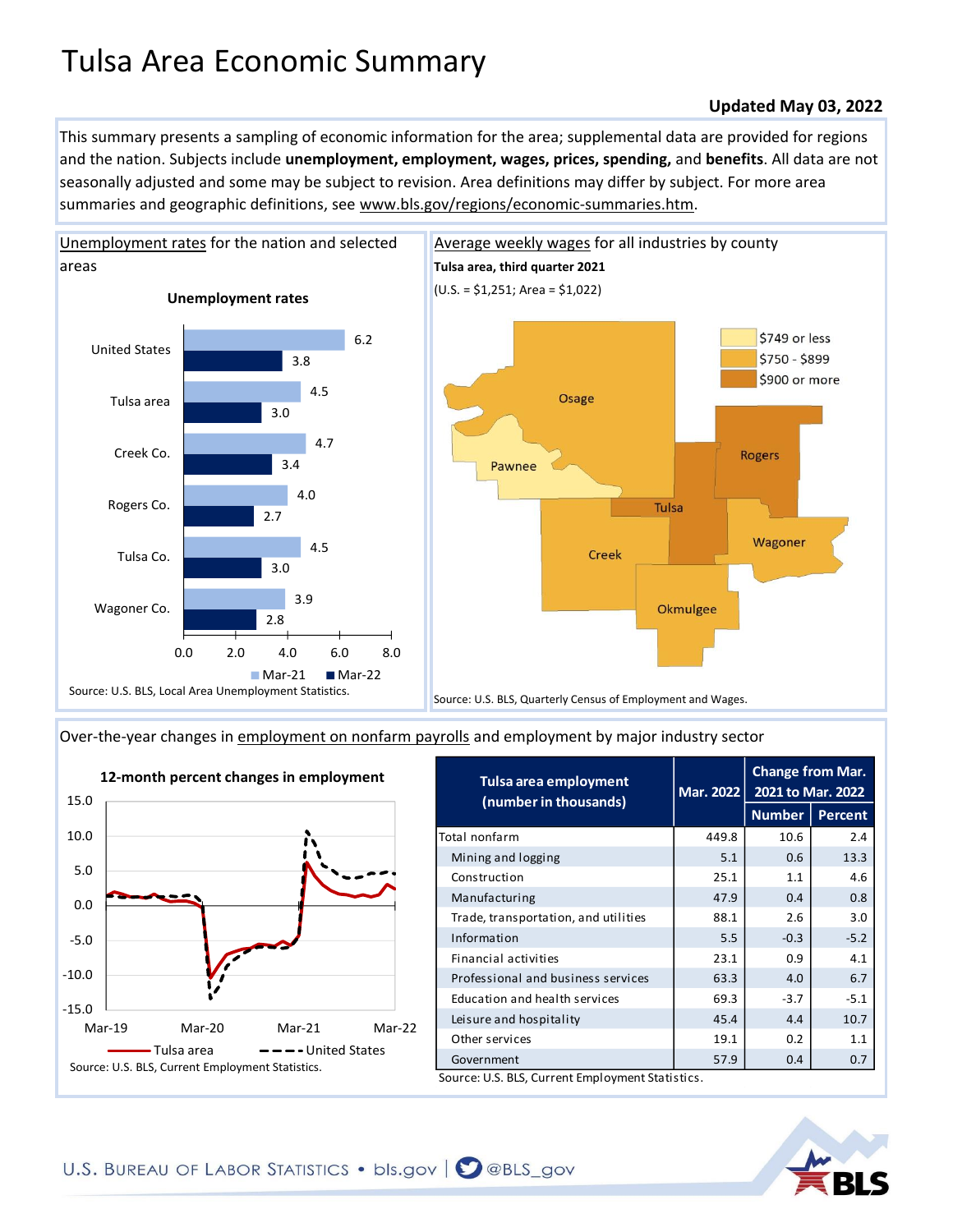# Tulsa Area Economic Summary

**Updated May 03, 2022**

This summary presents a sampling of economic information for the area; supplemental data are provided for regions and the nation. Subjects include **unemployment, employment, wages, prices, spending,** and **benefits**. All data are not seasonally adjusted and some may be subject to revision. Area definitions may differ by subject. For more area summaries and geographic definitions, see www.bls.gov/regions/economic-summaries.htm.

## Unemployment rates for the nation and selected areas

**Unemployment rates**

| Area | Mar-21 | Mar-22 |
|---|---|---|
| United States | 6.2 | 3.8 |
| Tulsa area | 4.5 | 3.0 |
| Creek Co. | 4.7 | 3.4 |
| Rogers Co. | 4.0 | 2.7 |
| Tulsa Co. | 4.5 | 3.0 |
| Wagoner Co. | 3.9 | 2.8 |

Source: U.S. BLS, Local Area Unemployment Statistics.

## Average weekly wages for all industries by county

**Tulsa area, third quarter 2021**

(U.S. = $1,251; Area = $1,022)

Legend: $749 or less; $750 - $899; $900 or more

Counties: Osage, Pawnee, Rogers, Tulsa, Creek, Wagoner, Okmulgee

Source: U.S. BLS, Quarterly Census of Employment and Wages.

## Over-the-year changes in employment on nonfarm payrolls and employment by major industry sector

**12-month percent changes in employment**

(Chart: Tulsa area vs. United States, Mar-19 to Mar-22)

Source: U.S. BLS, Current Employment Statistics.

| Tulsa area employment (number in thousands) | Mar. 2022 | Change from Mar. 2021 to Mar. 2022 | |
|---|---|---|---|
| | | Number | Percent |
| Total nonfarm | 449.8 | 10.6 | 2.4 |
| Mining and logging | 5.1 | 0.6 | 13.3 |
| Construction | 25.1 | 1.1 | 4.6 |
| Manufacturing | 47.9 | 0.4 | 0.8 |
| Trade, transportation, and utilities | 88.1 | 2.6 | 3.0 |
| Information | 5.5 | -0.3 | -5.2 |
| Financial activities | 23.1 | 0.9 | 4.1 |
| Professional and business services | 63.3 | 4.0 | 6.7 |
| Education and health services | 69.3 | -3.7 | -5.1 |
| Leisure and hospitality | 45.4 | 4.4 | 10.7 |
| Other services | 19.1 | 0.2 | 1.1 |
| Government | 57.9 | 0.4 | 0.7 |

Source: U.S. BLS, Current Employment Statistics.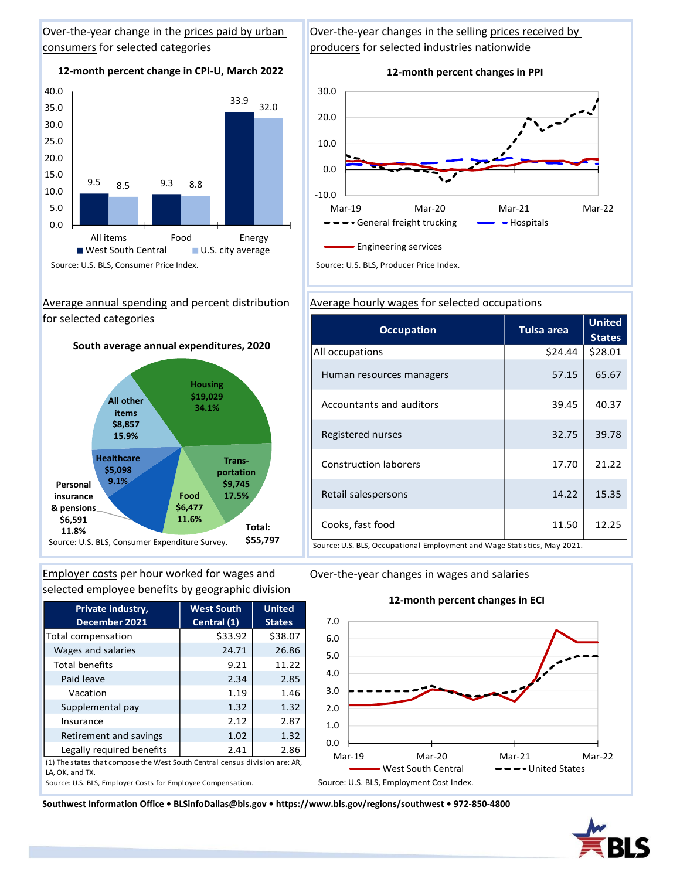## Over-the-year change in the prices paid by urban consumers for selected categories

**12-month percent change in CPI-U, March 2022**

40.0
35.0
30.0
25.0
20.0
15.0
10.0
5.0
0.0

9.5 8.5 9.3 8.8 33.9 32.0

All items
Food
Energy

West South Central
U.S. city average

Source: U.S. BLS, Consumer Price Index.

## Over-the-year changes in the selling prices received by producers for selected industries nationwide

**12-month percent changes in PPI**

30.0
20.0
10.0
0.0
-10.0

Mar-19 Mar-20 Mar-21 Mar-22

General freight trucking
Hospitals
Engineering services

Source: U.S. BLS, Producer Price Index.

## Average annual spending and percent distribution for selected categories

**South average annual expenditures, 2020**

Housing $19,029 34.1%
Trans-portation $9,745 17.5%
Food $6,477 11.6%
Personal insurance & pensions $6,591 11.8%
Healthcare $5,098 9.1%
All other items $8,857 15.9%

Total: $55,797

Source: U.S. BLS, Consumer Expenditure Survey.

## Average hourly wages for selected occupations

| Occupation | Tulsa area | United States |
|---|---|---|
| All occupations | $24.44 | $28.01 |
| Human resources managers | 57.15 | 65.67 |
| Accountants and auditors | 39.45 | 40.37 |
| Registered nurses | 32.75 | 39.78 |
| Construction laborers | 17.70 | 21.22 |
| Retail salespersons | 14.22 | 15.35 |
| Cooks, fast food | 11.50 | 12.25 |

Source: U.S. BLS, Occupational Employment and Wage Statistics, May 2021.

## Employer costs per hour worked for wages and selected employee benefits by geographic division

| Private industry, December 2021 | West South Central (1) | United States |
|---|---|---|
| Total compensation | $33.92 | $38.07 |
| Wages and salaries | 24.71 | 26.86 |
| Total benefits | 9.21 | 11.22 |
| Paid leave | 2.34 | 2.85 |
| Vacation | 1.19 | 1.46 |
| Supplemental pay | 1.32 | 1.32 |
| Insurance | 2.12 | 2.87 |
| Retirement and savings | 1.02 | 1.32 |
| Legally required benefits | 2.41 | 2.86 |

(1) The states that compose the West South Central census division are: AR, LA, OK, and TX.

Source: U.S. BLS, Employer Costs for Employee Compensation.

## Over-the-year changes in wages and salaries

**12-month percent changes in ECI**

7.0
6.0
5.0
4.0
3.0
2.0
1.0
0.0

Mar-19 Mar-20 Mar-21 Mar-22

West South Central
United States

Source: U.S. BLS, Employment Cost Index.

**Southwest Information Office • BLSinfoDallas@bls.gov • https://www.bls.gov/regions/southwest • 972-850-4800**